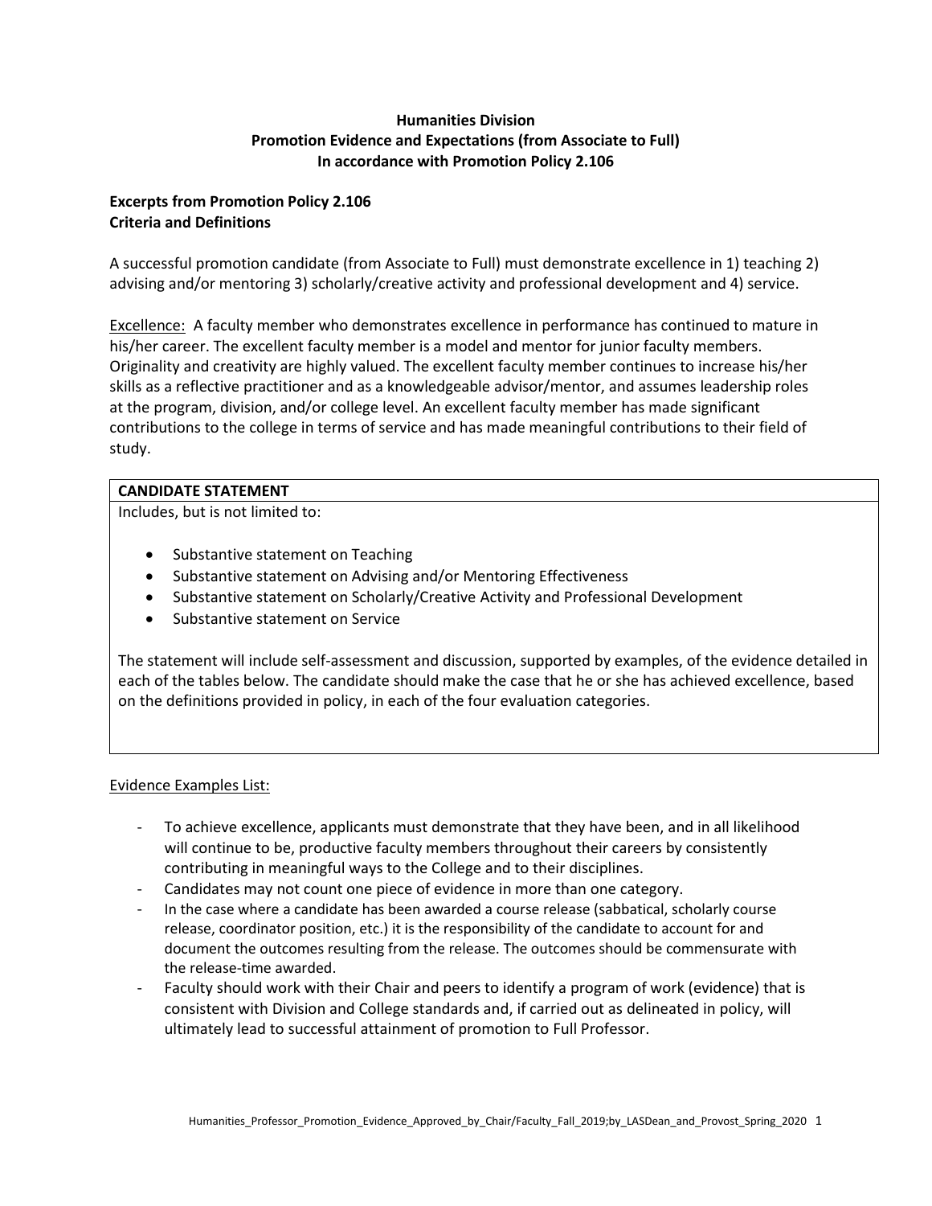# Humanities Division
## Promotion Evidence and Expectations (from Associate to Full)
## In accordance with Promotion Policy 2.106

**Excerpts from Promotion Policy 2.106**
**Criteria and Definitions**

A successful promotion candidate (from Associate to Full) must demonstrate excellence in 1) teaching 2) advising and/or mentoring 3) scholarly/creative activity and professional development and 4) service.

Excellence: A faculty member who demonstrates excellence in performance has continued to mature in his/her career. The excellent faculty member is a model and mentor for junior faculty members. Originality and creativity are highly valued. The excellent faculty member continues to increase his/her skills as a reflective practitioner and as a knowledgeable advisor/mentor, and assumes leadership roles at the program, division, and/or college level. An excellent faculty member has made significant contributions to the college in terms of service and has made meaningful contributions to their field of study.

| **CANDIDATE STATEMENT** |
| --- |
| Includes, but is not limited to:<br><br>• Substantive statement on Teaching<br>• Substantive statement on Advising and/or Mentoring Effectiveness<br>• Substantive statement on Scholarly/Creative Activity and Professional Development<br>• Substantive statement on Service<br><br>The statement will include self-assessment and discussion, supported by examples, of the evidence detailed in each of the tables below. The candidate should make the case that he or she has achieved excellence, based on the definitions provided in policy, in each of the four evaluation categories. |

Evidence Examples List:

- To achieve excellence, applicants must demonstrate that they have been, and in all likelihood will continue to be, productive faculty members throughout their careers by consistently contributing in meaningful ways to the College and to their disciplines.
- Candidates may not count one piece of evidence in more than one category.
- In the case where a candidate has been awarded a course release (sabbatical, scholarly course release, coordinator position, etc.) it is the responsibility of the candidate to account for and document the outcomes resulting from the release. The outcomes should be commensurate with the release-time awarded.
- Faculty should work with their Chair and peers to identify a program of work (evidence) that is consistent with Division and College standards and, if carried out as delineated in policy, will ultimately lead to successful attainment of promotion to Full Professor.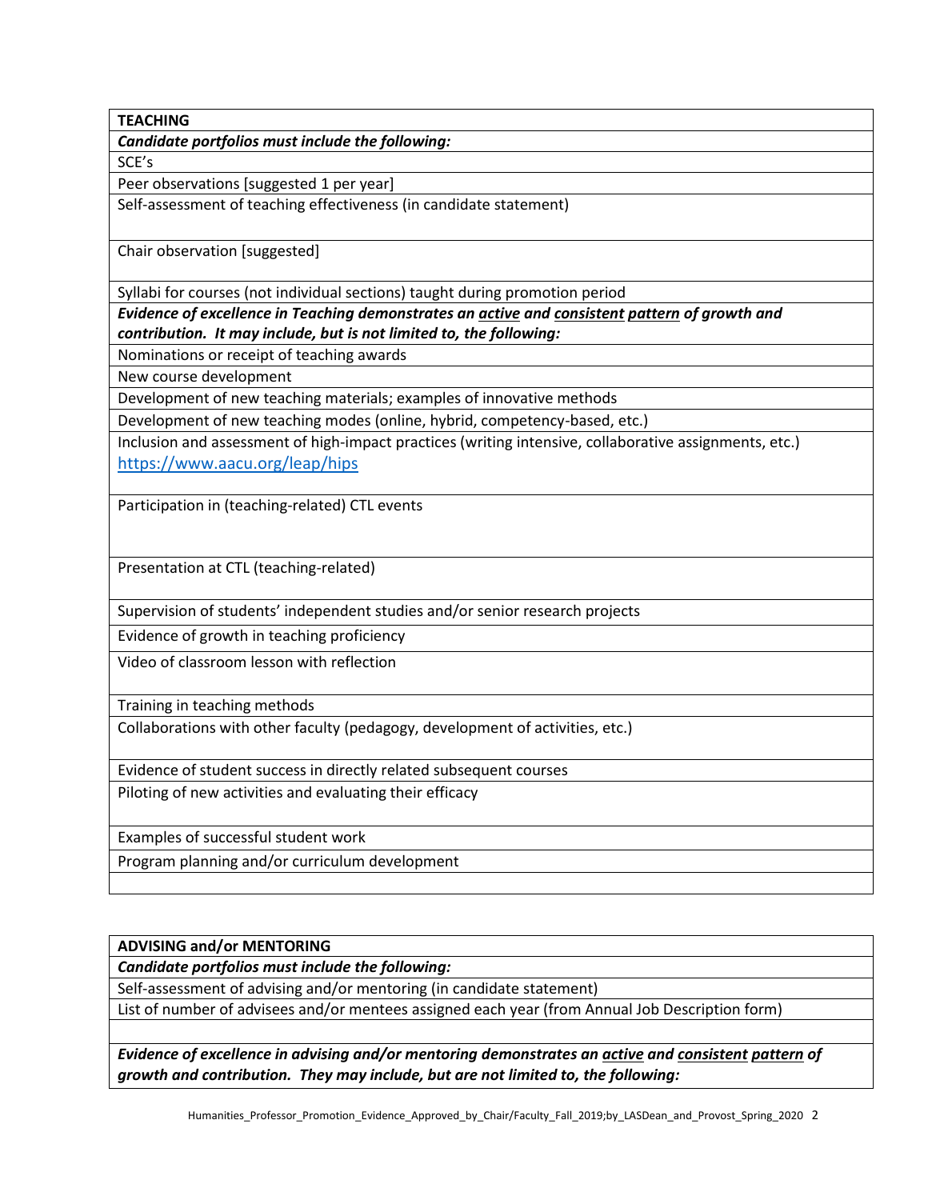| TEACHING |
|---|
| ***Candidate portfolios must include the following:*** |
| SCE's |
| Peer observations [suggested 1 per year] |
| Self-assessment of teaching effectiveness (in candidate statement) |
| Chair observation [suggested] |
| Syllabi for courses (not individual sections) taught during promotion period |
| ***Evidence of excellence in Teaching demonstrates an <u>active</u> and <u>consistent</u> <u>pattern</u> of growth and contribution. It may include, but is not limited to, the following:*** |
| Nominations or receipt of teaching awards |
| New course development |
| Development of new teaching materials; examples of innovative methods |
| Development of new teaching modes (online, hybrid, competency-based, etc.) |
| Inclusion and assessment of high-impact practices (writing intensive, collaborative assignments, etc.) https://www.aacu.org/leap/hips |
| Participation in (teaching-related) CTL events |
| Presentation at CTL (teaching-related) |
| Supervision of students' independent studies and/or senior research projects |
| Evidence of growth in teaching proficiency |
| Video of classroom lesson with reflection |
| Training in teaching methods |
| Collaborations with other faculty (pedagogy, development of activities, etc.) |
| Evidence of student success in directly related subsequent courses |
| Piloting of new activities and evaluating their efficacy |
| Examples of successful student work |
| Program planning and/or curriculum development |
| |

| ADVISING and/or MENTORING |
|---|
| ***Candidate portfolios must include the following:*** |
| Self-assessment of advising and/or mentoring (in candidate statement) |
| List of number of advisees and/or mentees assigned each year (from Annual Job Description form) |
| |
| ***Evidence of excellence in advising and/or mentoring demonstrates an <u>active</u> and <u>consistent</u> <u>pattern</u> of growth and contribution. They may include, but are not limited to, the following:*** |

Humanities_Professor_Promotion_Evidence_Approved_by_Chair/Faculty_Fall_2019;by_LASDean_and_Provost_Spring_2020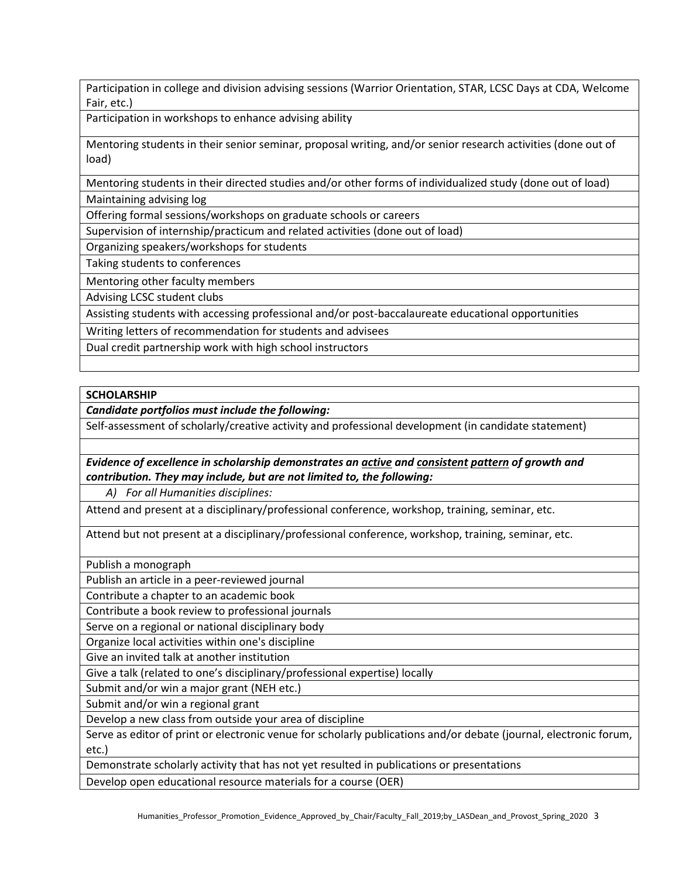| Participation in college and division advising sessions (Warrior Orientation, STAR, LCSC Days at CDA, Welcome Fair, etc.) |
|---|
| Participation in workshops to enhance advising ability |
| Mentoring students in their senior seminar, proposal writing, and/or senior research activities (done out of load) |
| Mentoring students in their directed studies and/or other forms of individualized study (done out of load) |
| Maintaining advising log |
| Offering formal sessions/workshops on graduate schools or careers |
| Supervision of internship/practicum and related activities (done out of load) |
| Organizing speakers/workshops for students |
| Taking students to conferences |
| Mentoring other faculty members |
| Advising LCSC student clubs |
| Assisting students with accessing professional and/or post-baccalaureate educational opportunities |
| Writing letters of recommendation for students and advisees |
| Dual credit partnership work with high school instructors |
| |

| **SCHOLARSHIP** |
|---|
| ***Candidate portfolios must include the following:*** |
| Self-assessment of scholarly/creative activity and professional development (in candidate statement) |
| |
| ***Evidence of excellence in scholarship demonstrates an active and consistent pattern of growth and contribution. They may include, but are not limited to, the following:*** |
| *A) For all Humanities disciplines:* |
| Attend and present at a disciplinary/professional conference, workshop, training, seminar, etc. |
| Attend but not present at a disciplinary/professional conference, workshop, training, seminar, etc. |
| Publish a monograph |
| Publish an article in a peer-reviewed journal |
| Contribute a chapter to an academic book |
| Contribute a book review to professional journals |
| Serve on a regional or national disciplinary body |
| Organize local activities within one's discipline |
| Give an invited talk at another institution |
| Give a talk (related to one's disciplinary/professional expertise) locally |
| Submit and/or win a major grant (NEH etc.) |
| Submit and/or win a regional grant |
| Develop a new class from outside your area of discipline |
| Serve as editor of print or electronic venue for scholarly publications and/or debate (journal, electronic forum, etc.) |
| Demonstrate scholarly activity that has not yet resulted in publications or presentations |
| Develop open educational resource materials for a course (OER) |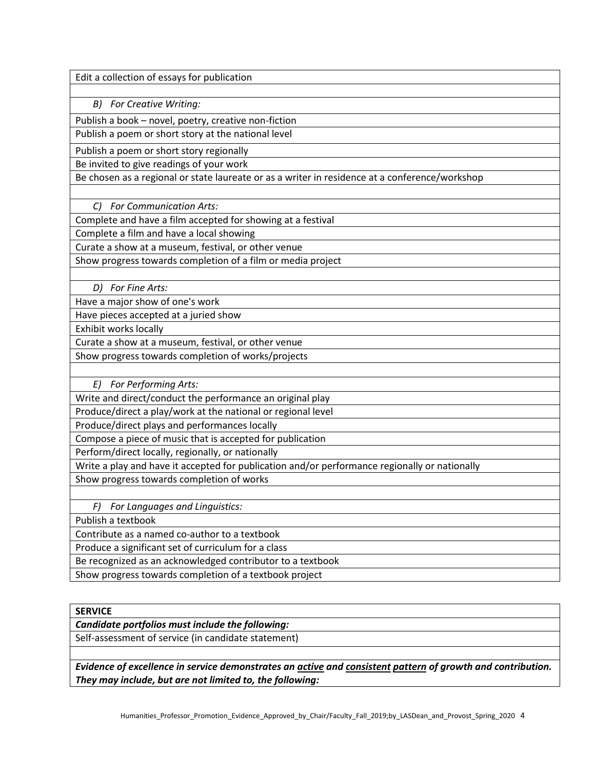Edit a collection of essays for publication

*B) For Creative Writing:*

Publish a book – novel, poetry, creative non-fiction

Publish a poem or short story at the national level

Publish a poem or short story regionally

Be invited to give readings of your work

Be chosen as a regional or state laureate or as a writer in residence at a conference/workshop

*C) For Communication Arts:*

Complete and have a film accepted for showing at a festival

Complete a film and have a local showing

Curate a show at a museum, festival, or other venue

Show progress towards completion of a film or media project

*D) For Fine Arts:*

Have a major show of one's work

Have pieces accepted at a juried show

Exhibit works locally

Curate a show at a museum, festival, or other venue

Show progress towards completion of works/projects

*E) For Performing Arts:*

Write and direct/conduct the performance an original play

Produce/direct a play/work at the national or regional level

Produce/direct plays and performances locally

Compose a piece of music that is accepted for publication

Perform/direct locally, regionally, or nationally

Write a play and have it accepted for publication and/or performance regionally or nationally

Show progress towards completion of works

*F) For Languages and Linguistics:*

Publish a textbook

Contribute as a named co-author to a textbook

Produce a significant set of curriculum for a class

Be recognized as an acknowledged contributor to a textbook

Show progress towards completion of a textbook project

**SERVICE**

***Candidate portfolios must include the following:***

Self-assessment of service (in candidate statement)

***Evidence of excellence in service demonstrates an <u>active</u> and <u>consistent</u> <u>pattern</u> of growth and contribution. They may include, but are not limited to, the following:***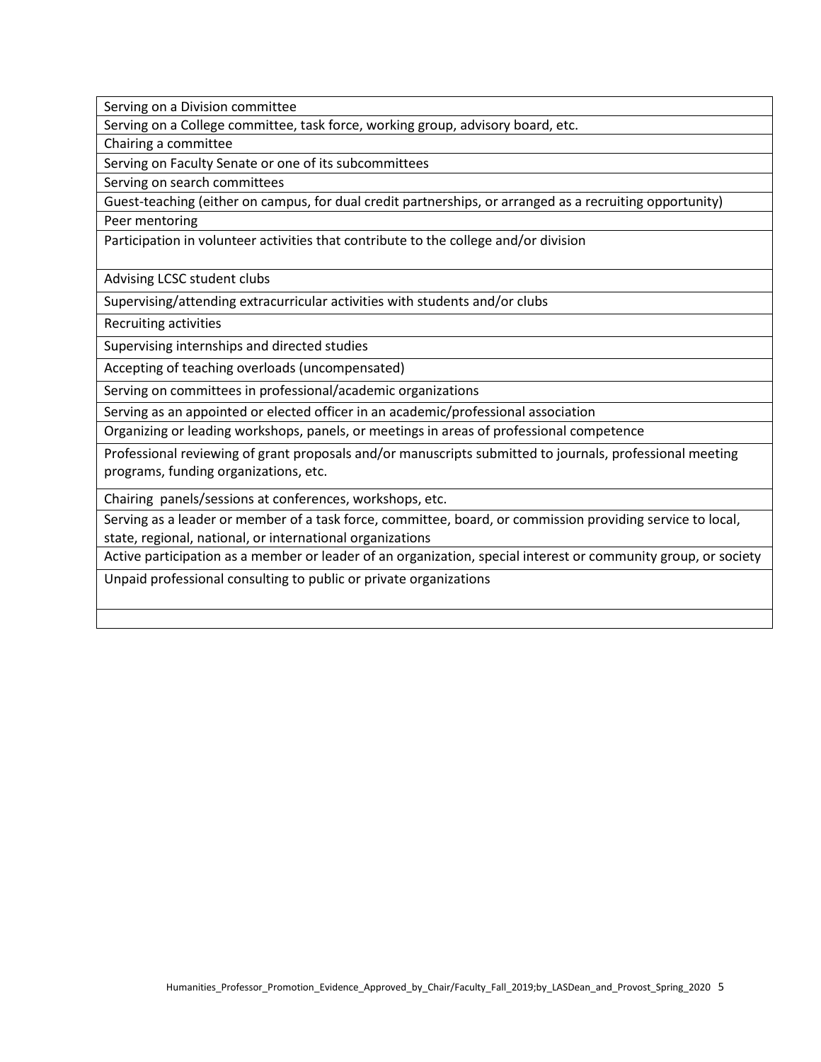| |
|---|
| Serving on a Division committee |
| Serving on a College committee, task force, working group, advisory board, etc. |
| Chairing a committee |
| Serving on Faculty Senate or one of its subcommittees |
| Serving on search committees |
| Guest-teaching (either on campus, for dual credit partnerships, or arranged as a recruiting opportunity) |
| Peer mentoring |
| Participation in volunteer activities that contribute to the college and/or division |
| Advising LCSC student clubs |
| Supervising/attending extracurricular activities with students and/or clubs |
| Recruiting activities |
| Supervising internships and directed studies |
| Accepting of teaching overloads (uncompensated) |
| Serving on committees in professional/academic organizations |
| Serving as an appointed or elected officer in an academic/professional association |
| Organizing or leading workshops, panels, or meetings in areas of professional competence |
| Professional reviewing of grant proposals and/or manuscripts submitted to journals, professional meeting programs, funding organizations, etc. |
| Chairing panels/sessions at conferences, workshops, etc. |
| Serving as a leader or member of a task force, committee, board, or commission providing service to local, state, regional, national, or international organizations |
| Active participation as a member or leader of an organization, special interest or community group, or society |
| Unpaid professional consulting to public or private organizations |
| |